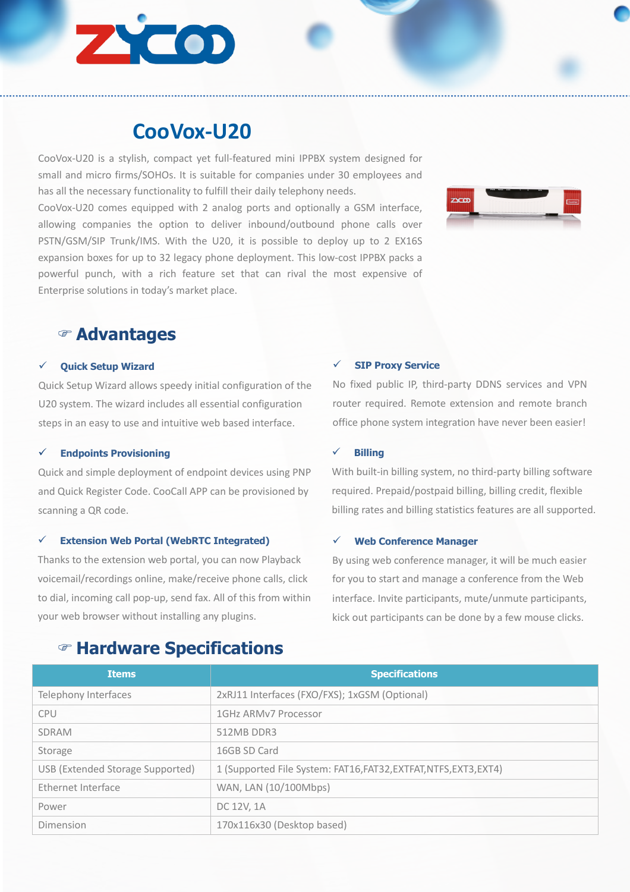# CooVox-U20

CooVox-U20 is a stylish, compact yet full-featured mini IPPBX system designed for small and micro firms/SOHOs. It is suitable for companies under 30 employees and has all the necessary functionality to fulfill their daily telephony needs.

CooVox-U20 comes equipped with 2 analog ports and optionally a GSM interface, allowing companies the option to deliver inbound/outbound phone calls over PSTN/GSM/SIP Trunk/IMS. With the U20, it is possible to deploy up to 2 EX16S expansion boxes for up to 32 legacy phone deployment. This low-cost IPPBX packs a powerful punch, with a rich feature set that can rival the most expensive of Enterprise solutions in today's market place.

## ☞ Advantages

✓ **Quick Setup Wizard**

Quick Setup Wizard allows speedy initial configuration of the U20 system. The wizard includes all essential configuration steps in an easy to use and intuitive web based interface.

✓ **Endpoints Provisioning**

Quick and simple deployment of endpoint devices using PNP and Quick Register Code. CooCall APP can be provisioned by scanning a QR code.

✓ **Extension Web Portal (WebRTC Integrated)**

Thanks to the extension web portal, you can now Playback voicemail/recordings online, make/receive phone calls, click to dial, incoming call pop-up, send fax. All of this from within your web browser without installing any plugins.

✓ **SIP Proxy Service**

No fixed public IP, third-party DDNS services and VPN router required. Remote extension and remote branch office phone system integration have never been easier!

✓ **Billing**

With built-in billing system, no third-party billing software required. Prepaid/postpaid billing, billing credit, flexible billing rates and billing statistics features are all supported.

✓ **Web Conference Manager**

By using web conference manager, it will be much easier for you to start and manage a conference from the Web interface. Invite participants, mute/unmute participants, kick out participants can be done by a few mouse clicks.

## ☞ Hardware Specifications

| Items | Specifications |
| --- | --- |
| Telephony Interfaces | 2xRJ11 Interfaces (FXO/FXS); 1xGSM (Optional) |
| CPU | 1GHz ARMv7 Processor |
| SDRAM | 512MB DDR3 |
| Storage | 16GB SD Card |
| USB (Extended Storage Supported) | 1 (Supported File System: FAT16,FAT32,EXTFAT,NTFS,EXT3,EXT4) |
| Ethernet Interface | WAN, LAN (10/100Mbps) |
| Power | DC 12V, 1A |
| Dimension | 170x116x30 (Desktop based) |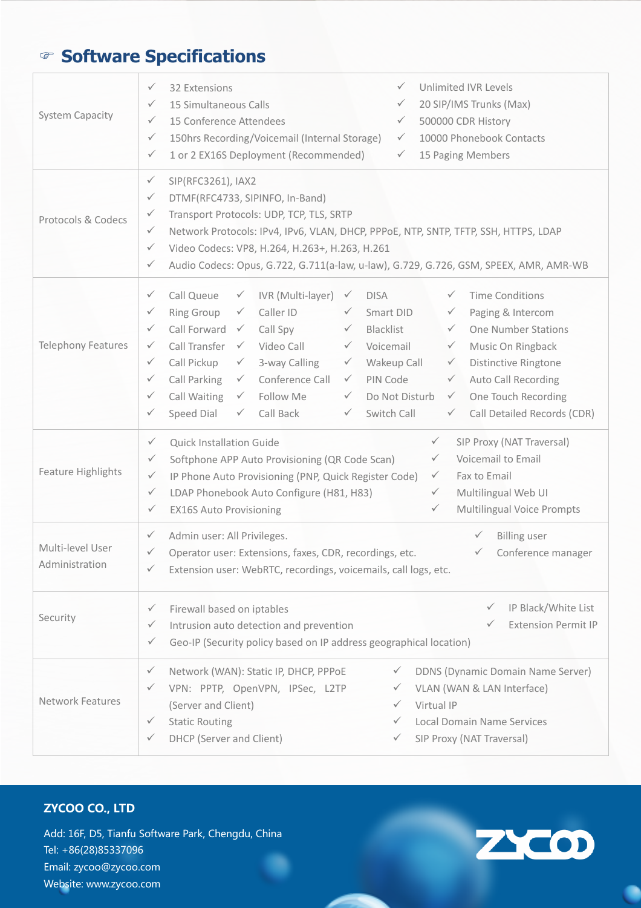## Software Specifications

| | |
|---|---|
| System Capacity | ✓ 32 Extensions<br>✓ 15 Simultaneous Calls<br>✓ 15 Conference Attendees<br>✓ 150hrs Recording/Voicemail (Internal Storage)<br>✓ 1 or 2 EX16S Deployment (Recommended)<br>✓ Unlimited IVR Levels<br>✓ 20 SIP/IMS Trunks (Max)<br>✓ 500000 CDR History<br>✓ 10000 Phonebook Contacts<br>✓ 15 Paging Members |
| Protocols & Codecs | ✓ SIP(RFC3261), IAX2<br>✓ DTMF(RFC4733, SIPINFO, In-Band)<br>✓ Transport Protocols: UDP, TCP, TLS, SRTP<br>✓ Network Protocols: IPv4, IPv6, VLAN, DHCP, PPPoE, NTP, SNTP, TFTP, SSH, HTTPS, LDAP<br>✓ Video Codecs: VP8, H.264, H.263+, H.263, H.261<br>✓ Audio Codecs: Opus, G.722, G.711(a-law, u-law), G.729, G.726, GSM, SPEEX, AMR, AMR-WB |
| Telephony Features | ✓ Call Queue<br>✓ Ring Group<br>✓ Call Forward<br>✓ Call Transfer<br>✓ Call Pickup<br>✓ Call Parking<br>✓ Call Waiting<br>✓ Speed Dial<br>✓ IVR (Multi-layer)<br>✓ Caller ID<br>✓ Call Spy<br>✓ Video Call<br>✓ 3-way Calling<br>✓ Conference Call<br>✓ Follow Me<br>✓ Call Back<br>✓ DISA<br>✓ Smart DID<br>✓ Blacklist<br>✓ Voicemail<br>✓ Wakeup Call<br>✓ PIN Code<br>✓ Do Not Disturb<br>✓ Switch Call<br>✓ Time Conditions<br>✓ Paging & Intercom<br>✓ One Number Stations<br>✓ Music On Ringback<br>✓ Distinctive Ringtone<br>✓ Auto Call Recording<br>✓ One Touch Recording<br>✓ Call Detailed Records (CDR) |
| Feature Highlights | ✓ Quick Installation Guide<br>✓ Softphone APP Auto Provisioning (QR Code Scan)<br>✓ IP Phone Auto Provisioning (PNP, Quick Register Code)<br>✓ LDAP Phonebook Auto Configure (H81, H83)<br>✓ EX16S Auto Provisioning<br>✓ SIP Proxy (NAT Traversal)<br>✓ Voicemail to Email<br>✓ Fax to Email<br>✓ Multilingual Web UI<br>✓ Multilingual Voice Prompts |
| Multi-level User Administration | ✓ Admin user: All Privileges.<br>✓ Operator user: Extensions, faxes, CDR, recordings, etc.<br>✓ Extension user: WebRTC, recordings, voicemails, call logs, etc.<br>✓ Billing user<br>✓ Conference manager |
| Security | ✓ Firewall based on iptables<br>✓ Intrusion auto detection and prevention<br>✓ Geo-IP (Security policy based on IP address geographical location)<br>✓ IP Black/White List<br>✓ Extension Permit IP |
| Network Features | ✓ Network (WAN): Static IP, DHCP, PPPoE<br>✓ VPN: PPTP, OpenVPN, IPSec, L2TP (Server and Client)<br>✓ Static Routing<br>✓ DHCP (Server and Client)<br>✓ DDNS (Dynamic Domain Name Server)<br>✓ VLAN (WAN & LAN Interface)<br>✓ Virtual IP<br>✓ Local Domain Name Services<br>✓ SIP Proxy (NAT Traversal) |

**ZYCOO CO., LTD**

Add: 16F, D5, Tianfu Software Park, Chengdu, China
Tel: +86(28)85337096
Email: zycoo@zycoo.com
Website: www.zycoo.com

ZYCOO